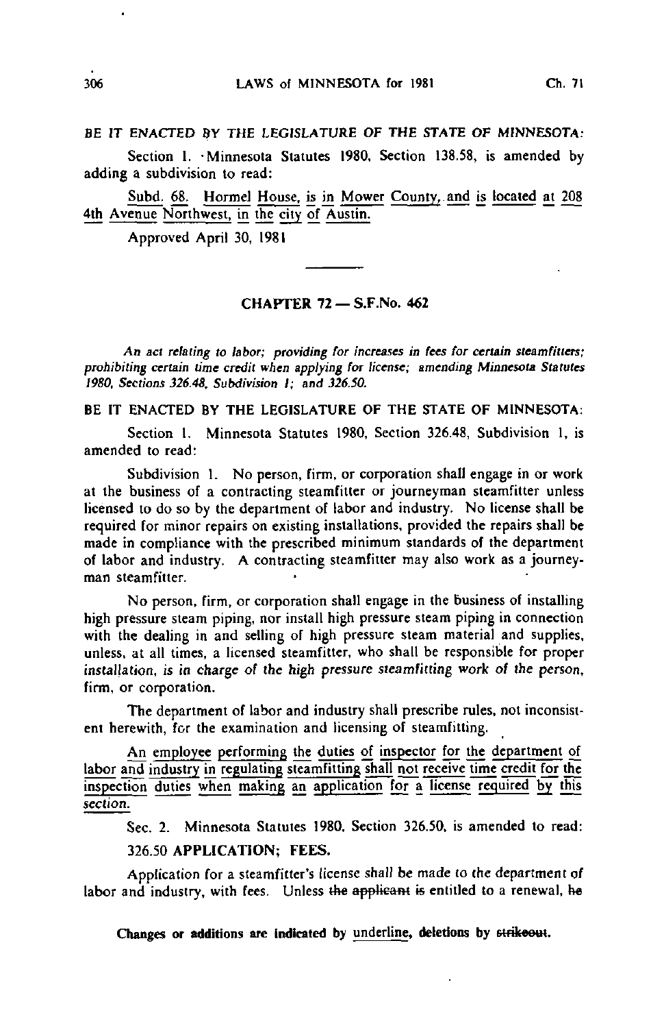BE IT ENACTED BY THE LEGISLATURE OF THE STATE OF MINNESOTA:

Section 1. Minnesota Statutes 1980, Section 138.58, is amended by adding a subdivision to read:

Subd. 68. Hormel House, is in Mower County, and is located at 208 4th Avenue Northwest, in the city of Austin.

Approved April 30, 1981

## CHAPTER 72 — S.F.No. 462

*An act relating to labor; providing for increases in fees for certain steamfitters; prohibiting certain time credit when applying for license; amending Minnesota Statutes 1980, Sections 326.48, Subdivision 1; and 326.50.*

BE IT ENACTED BY THE LEGISLATURE OF THE STATE OF MINNESOTA:

Section 1. Minnesota Statutes 1980, Section 326.48, Subdivision 1, is amended to read:

Subdivision 1. No person, firm, or corporation shall engage in or work at the business of a contracting steamfitter or journeyman steamfitter unless licensed to do so by the department of labor and industry. No license shall be required for minor repairs on existing installations, provided the repairs shall be made in compliance with the prescribed minimum standards of the department of labor and industry. A contracting steamfitter may also work as a journeyman steamfitter.

No person, firm, or corporation shall engage in the business of installing high pressure steam piping, nor install high pressure steam piping in connection with the dealing in and selling of high pressure steam material and supplies, unless, at all times, a licensed steamfitter, who shall be responsible for proper installation, is in charge of the high pressure steamfitting work of the person, firm, or corporation.

The department of labor and industry shall prescribe rules, not inconsistent herewith, for the examination and licensing of steamfitting.

An employee performing the duties of inspector for the department of labor and industry in regulating steamfitting shall not receive time credit for the inspection duties when making an application for a license required by this section.

Sec. 2. Minnesota Statutes 1980, Section 326.50, is amended to read:

326.50 **APPLICATION; FEES.**

Application for a steamfitter's license shall be made to the department of labor and industry, with fees. Unless ~~the applicant~~ ~~is~~ entitled to a renewal, ~~he~~

**Changes or additions are indicated by underline, deletions by ~~strikeout~~.**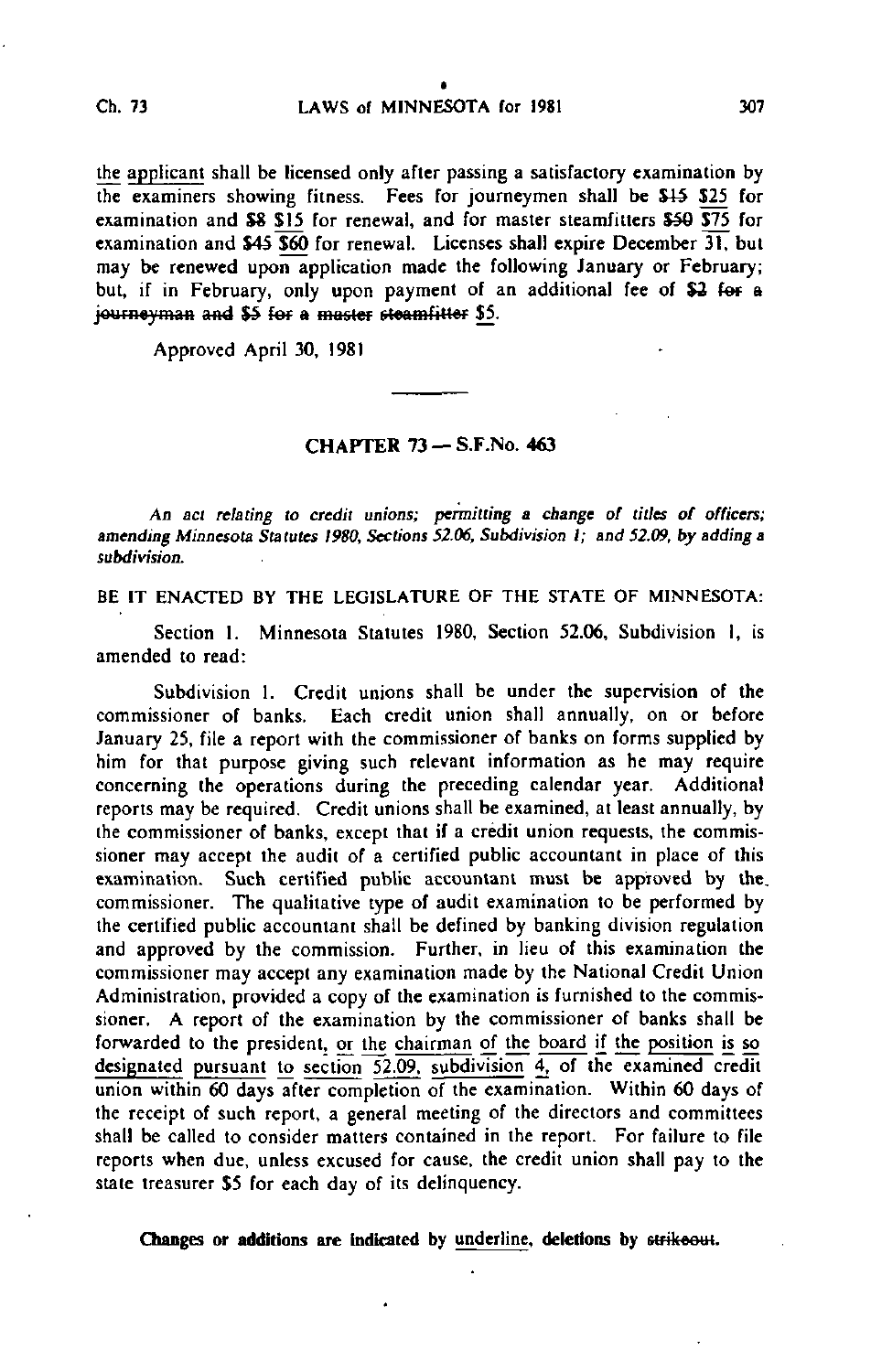<u>the applicant</u> shall be licensed only after passing a satisfactory examination by the examiners showing fitness. Fees for journeymen shall be ~~$15~~ <u>$25</u> for examination and ~~$8~~ <u>$15</u> for renewal, and for master steamfitters ~~$50~~ <u>$75</u> for examination and ~~$45~~ <u>$60</u> for renewal. Licenses shall expire December 31, but may be renewed upon application made the following January or February; but, if in February, only upon payment of an additional fee of ~~$2 for a journeyman and $5 for a master steamfitter~~ <u>$5</u>.

Approved April 30, 1981

## CHAPTER 73 — S.F.No. 463

*An act relating to credit unions; permitting a change of titles of officers; amending Minnesota Statutes 1980, Sections 52.06, Subdivision 1; and 52.09, by adding a subdivision.*

BE IT ENACTED BY THE LEGISLATURE OF THE STATE OF MINNESOTA:

Section 1. Minnesota Statutes 1980, Section 52.06, Subdivision 1, is amended to read:

Subdivision 1. Credit unions shall be under the supervision of the commissioner of banks. Each credit union shall annually, on or before January 25, file a report with the commissioner of banks on forms supplied by him for that purpose giving such relevant information as he may require concerning the operations during the preceding calendar year. Additional reports may be required. Credit unions shall be examined, at least annually, by the commissioner of banks, except that if a credit union requests, the commissioner may accept the audit of a certified public accountant in place of this examination. Such certified public accountant must be approved by the commissioner. The qualitative type of audit examination to be performed by the certified public accountant shall be defined by banking division regulation and approved by the commission. Further, in lieu of this examination the commissioner may accept any examination made by the National Credit Union Administration, provided a copy of the examination is furnished to the commissioner. A report of the examination by the commissioner of banks shall be forwarded to the president<u>, or the chairman of the board if the position is so designated pursuant to section 52.09, subdivision 4,</u> of the examined credit union within 60 days after completion of the examination. Within 60 days of the receipt of such report, a general meeting of the directors and committees shall be called to consider matters contained in the report. For failure to file reports when due, unless excused for cause, the credit union shall pay to the state treasurer $5 for each day of its delinquency.

**Changes or additions are indicated by <u>underline</u>, deletions by ~~strikeout~~.**